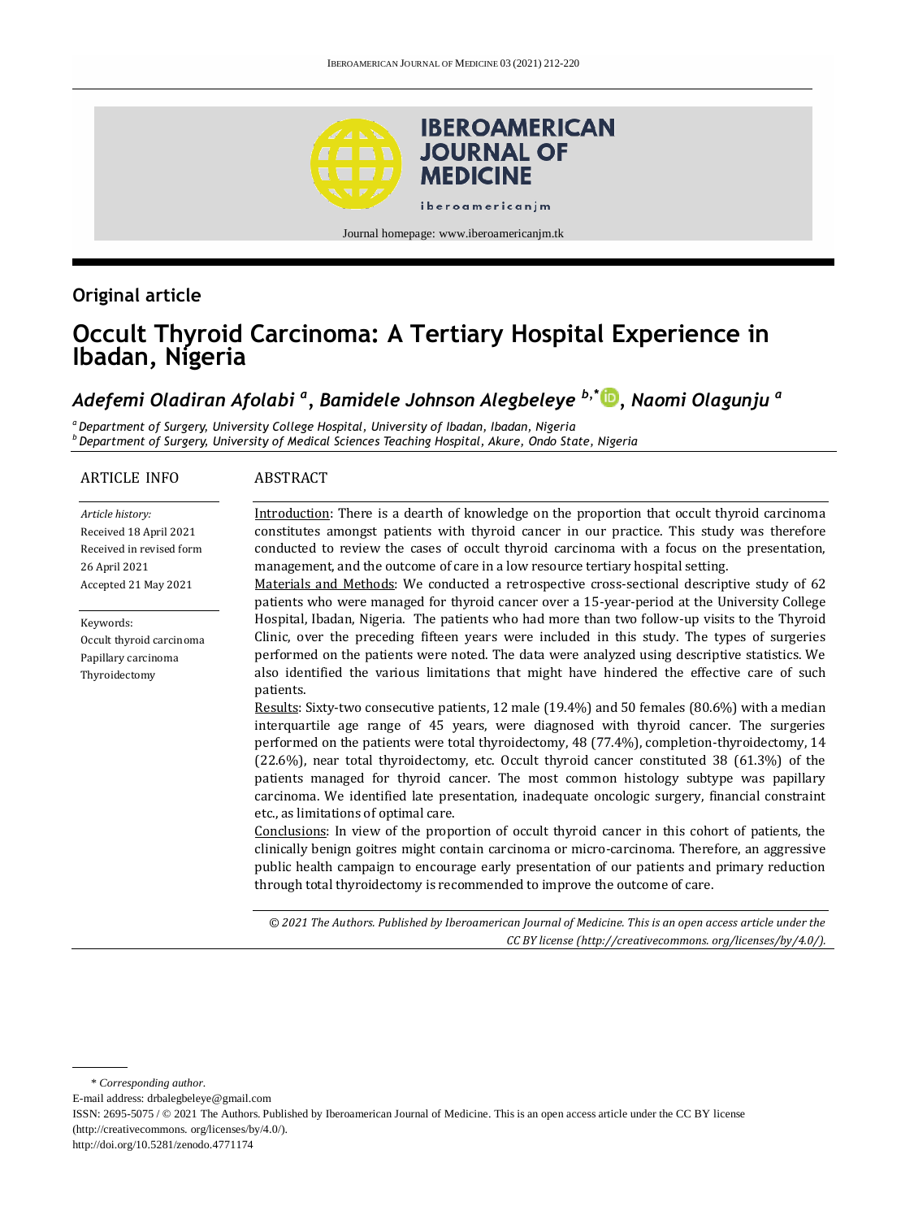## Original article

# Occult Thyroid Carcinoma: A Tertiary Hospital Experience in Ibadan, Nigeria

***Adefemi Oladiran Afolabi* [a], *Bamidele Johnson Alegbeleye* [b,*], *Naomi Olagunju* [a]**

[a] *Department of Surgery, University College Hospital, University of Ibadan, Ibadan, Nigeria*
[b] *Department of Surgery, University of Medical Sciences Teaching Hospital, Akure, Ondo State, Nigeria*

## ARTICLE INFO

*Article history:*
Received 18 April 2021
Received in revised form 26 April 2021
Accepted 21 May 2021

Keywords:
Occult thyroid carcinoma
Papillary carcinoma
Thyroidectomy

## ABSTRACT

Introduction: There is a dearth of knowledge on the proportion that occult thyroid carcinoma constitutes amongst patients with thyroid cancer in our practice. This study was therefore conducted to review the cases of occult thyroid carcinoma with a focus on the presentation, management, and the outcome of care in a low resource tertiary hospital setting.

Materials and Methods: We conducted a retrospective cross-sectional descriptive study of 62 patients who were managed for thyroid cancer over a 15-year-period at the University College Hospital, Ibadan, Nigeria. The patients who had more than two follow-up visits to the Thyroid Clinic, over the preceding fifteen years were included in this study. The types of surgeries performed on the patients were noted. The data were analyzed using descriptive statistics. We also identified the various limitations that might have hindered the effective care of such patients.

Results: Sixty-two consecutive patients, 12 male (19.4%) and 50 females (80.6%) with a median interquartile age range of 45 years, were diagnosed with thyroid cancer. The surgeries performed on the patients were total thyroidectomy, 48 (77.4%), completion-thyroidectomy, 14 (22.6%), near total thyroidectomy, etc. Occult thyroid cancer constituted 38 (61.3%) of the patients managed for thyroid cancer. The most common histology subtype was papillary carcinoma. We identified late presentation, inadequate oncologic surgery, financial constraint etc., as limitations of optimal care.

Conclusions: In view of the proportion of occult thyroid cancer in this cohort of patients, the clinically benign goitres might contain carcinoma or micro-carcinoma. Therefore, an aggressive public health campaign to encourage early presentation of our patients and primary reduction through total thyroidectomy is recommended to improve the outcome of care.

*© 2021 The Authors. Published by Iberoamerican Journal of Medicine. This is an open access article under the CC BY license (http://creativecommons. org/licenses/by/4.0/).*

---

\* *Corresponding author.*
E-mail address: drbalegbeleye@gmail.com
ISSN: 2695-5075 / © 2021 The Authors. Published by Iberoamerican Journal of Medicine. This is an open access article under the CC BY license (http://creativecommons. org/licenses/by/4.0/).
http://doi.org/10.5281/zenodo.4771174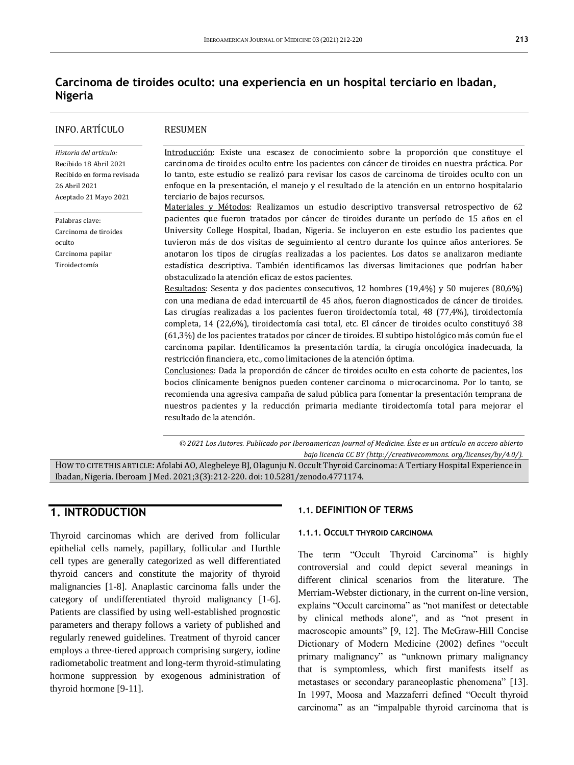# Carcinoma de tiroides oculto: una experiencia en un hospital terciario en Ibadan, Nigeria

**INFO. ARTÍCULO**

*Historia del artículo:*
Recibido 18 Abril 2021
Recibido en forma revisada 26 Abril 2021
Aceptado 21 Mayo 2021

Palabras clave:
Carcinoma de tiroides oculto
Carcinoma papilar
Tiroidectomía

**RESUMEN**

Introducción: Existe una escasez de conocimiento sobre la proporción que constituye el carcinoma de tiroides oculto entre los pacientes con cáncer de tiroides en nuestra práctica. Por lo tanto, este estudio se realizó para revisar los casos de carcinoma de tiroides oculto con un enfoque en la presentación, el manejo y el resultado de la atención en un entorno hospitalario terciario de bajos recursos.
Materiales y Métodos: Realizamos un estudio descriptivo transversal retrospectivo de 62 pacientes que fueron tratados por cáncer de tiroides durante un período de 15 años en el University College Hospital, Ibadan, Nigeria. Se incluyeron en este estudio los pacientes que tuvieron más de dos visitas de seguimiento al centro durante los quince años anteriores. Se anotaron los tipos de cirugías realizadas a los pacientes. Los datos se analizaron mediante estadística descriptiva. También identificamos las diversas limitaciones que podrían haber obstaculizado la atención eficaz de estos pacientes.
Resultados: Sesenta y dos pacientes consecutivos, 12 hombres (19,4%) y 50 mujeres (80,6%) con una mediana de edad intercuartil de 45 años, fueron diagnosticados de cáncer de tiroides. Las cirugías realizadas a los pacientes fueron tiroidectomía total, 48 (77,4%), tiroidectomía completa, 14 (22,6%), tiroidectomía casi total, etc. El cáncer de tiroides oculto constituyó 38 (61,3%) de los pacientes tratados por cáncer de tiroides. El subtipo histológico más común fue el carcinoma papilar. Identificamos la presentación tardía, la cirugía oncológica inadecuada, la restricción financiera, etc., como limitaciones de la atención óptima.
Conclusiones: Dada la proporción de cáncer de tiroides oculto en esta cohorte de pacientes, los bocios clínicamente benignos pueden contener carcinoma o microcarcinoma. Por lo tanto, se recomienda una agresiva campaña de salud pública para fomentar la presentación temprana de nuestros pacientes y la reducción primaria mediante tiroidectomía total para mejorar el resultado de la atención.

*© 2021 Los Autores. Publicado por Iberoamerican Journal of Medicine. Éste es un artículo en acceso abierto bajo licencia CC BY (http://creativecommons. org/licenses/by/4.0/).*

HOW TO CITE THIS ARTICLE: Afolabi AO, Alegbeleye BJ, Olagunju N. Occult Thyroid Carcinoma: A Tertiary Hospital Experience in Ibadan, Nigeria. Iberoam J Med. 2021;3(3):212-220. doi: 10.5281/zenodo.4771174.

## 1. INTRODUCTION

Thyroid carcinomas which are derived from follicular epithelial cells namely, papillary, follicular and Hurthle cell types are generally categorized as well differentiated thyroid cancers and constitute the majority of thyroid malignancies [1-8]. Anaplastic carcinoma falls under the category of undifferentiated thyroid malignancy [1-6]. Patients are classified by using well-established prognostic parameters and therapy follows a variety of published and regularly renewed guidelines. Treatment of thyroid cancer employs a three-tiered approach comprising surgery, iodine radiometabolic treatment and long-term thyroid-stimulating hormone suppression by exogenous administration of thyroid hormone [9-11].

### 1.1. DEFINITION OF TERMS

#### 1.1.1. OCCULT THYROID CARCINOMA

The term "Occult Thyroid Carcinoma" is highly controversial and could depict several meanings in different clinical scenarios from the literature. The Merriam-Webster dictionary, in the current on-line version, explains "Occult carcinoma" as "not manifest or detectable by clinical methods alone", and as "not present in macroscopic amounts" [9, 12]. The McGraw-Hill Concise Dictionary of Modern Medicine (2002) defines "occult primary malignancy" as "unknown primary malignancy that is symptomless, which first manifests itself as metastases or secondary paraneoplastic phenomena" [13]. In 1997, Moosa and Mazzaferri defined "Occult thyroid carcinoma" as an "impalpable thyroid carcinoma that is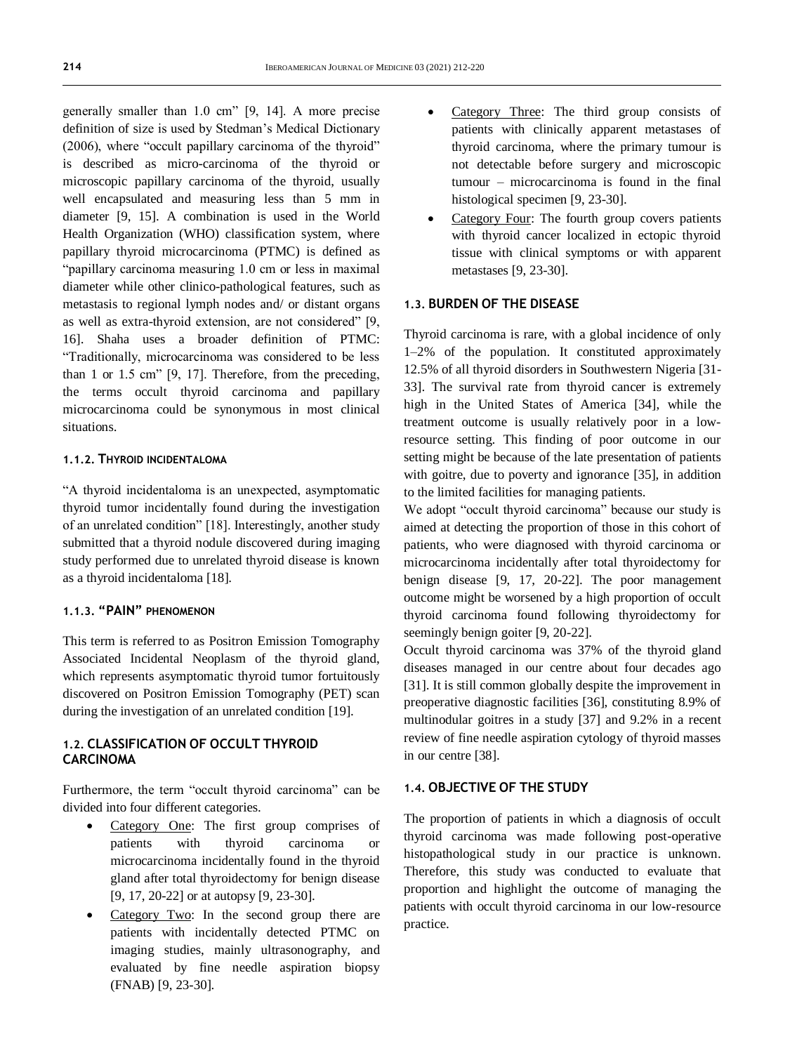generally smaller than 1.0 cm" [9, 14]. A more precise definition of size is used by Stedman's Medical Dictionary (2006), where "occult papillary carcinoma of the thyroid" is described as micro-carcinoma of the thyroid or microscopic papillary carcinoma of the thyroid, usually well encapsulated and measuring less than 5 mm in diameter [9, 15]. A combination is used in the World Health Organization (WHO) classification system, where papillary thyroid microcarcinoma (PTMC) is defined as "papillary carcinoma measuring 1.0 cm or less in maximal diameter while other clinico-pathological features, such as metastasis to regional lymph nodes and/ or distant organs as well as extra-thyroid extension, are not considered" [9, 16]. Shaha uses a broader definition of PTMC: "Traditionally, microcarcinoma was considered to be less than 1 or 1.5 cm" [9, 17]. Therefore, from the preceding, the terms occult thyroid carcinoma and papillary microcarcinoma could be synonymous in most clinical situations.

#### 1.1.2. Thyroid incidentaloma

"A thyroid incidentaloma is an unexpected, asymptomatic thyroid tumor incidentally found during the investigation of an unrelated condition" [18]. Interestingly, another study submitted that a thyroid nodule discovered during imaging study performed due to unrelated thyroid disease is known as a thyroid incidentaloma [18].

#### 1.1.3. "PAIN" phenomenon

This term is referred to as Positron Emission Tomography Associated Incidental Neoplasm of the thyroid gland, which represents asymptomatic thyroid tumor fortuitously discovered on Positron Emission Tomography (PET) scan during the investigation of an unrelated condition [19].

### 1.2. CLASSIFICATION OF OCCULT THYROID CARCINOMA

Furthermore, the term "occult thyroid carcinoma" can be divided into four different categories.

- Category One: The first group comprises of patients with thyroid carcinoma or microcarcinoma incidentally found in the thyroid gland after total thyroidectomy for benign disease [9, 17, 20-22] or at autopsy [9, 23-30].
- Category Two: In the second group there are patients with incidentally detected PTMC on imaging studies, mainly ultrasonography, and evaluated by fine needle aspiration biopsy (FNAB) [9, 23-30].
- Category Three: The third group consists of patients with clinically apparent metastases of thyroid carcinoma, where the primary tumour is not detectable before surgery and microscopic tumour – microcarcinoma is found in the final histological specimen [9, 23-30].
- Category Four: The fourth group covers patients with thyroid cancer localized in ectopic thyroid tissue with clinical symptoms or with apparent metastases [9, 23-30].

### 1.3. BURDEN OF THE DISEASE

Thyroid carcinoma is rare, with a global incidence of only 1–2% of the population. It constituted approximately 12.5% of all thyroid disorders in Southwestern Nigeria [31-33]. The survival rate from thyroid cancer is extremely high in the United States of America [34], while the treatment outcome is usually relatively poor in a low-resource setting. This finding of poor outcome in our setting might be because of the late presentation of patients with goitre, due to poverty and ignorance [35], in addition to the limited facilities for managing patients.

We adopt "occult thyroid carcinoma" because our study is aimed at detecting the proportion of those in this cohort of patients, who were diagnosed with thyroid carcinoma or microcarcinoma incidentally after total thyroidectomy for benign disease [9, 17, 20-22]. The poor management outcome might be worsened by a high proportion of occult thyroid carcinoma found following thyroidectomy for seemingly benign goiter [9, 20-22].

Occult thyroid carcinoma was 37% of the thyroid gland diseases managed in our centre about four decades ago [31]. It is still common globally despite the improvement in preoperative diagnostic facilities [36], constituting 8.9% of multinodular goitres in a study [37] and 9.2% in a recent review of fine needle aspiration cytology of thyroid masses in our centre [38].

### 1.4. OBJECTIVE OF THE STUDY

The proportion of patients in which a diagnosis of occult thyroid carcinoma was made following post-operative histopathological study in our practice is unknown. Therefore, this study was conducted to evaluate that proportion and highlight the outcome of managing the patients with occult thyroid carcinoma in our low-resource practice.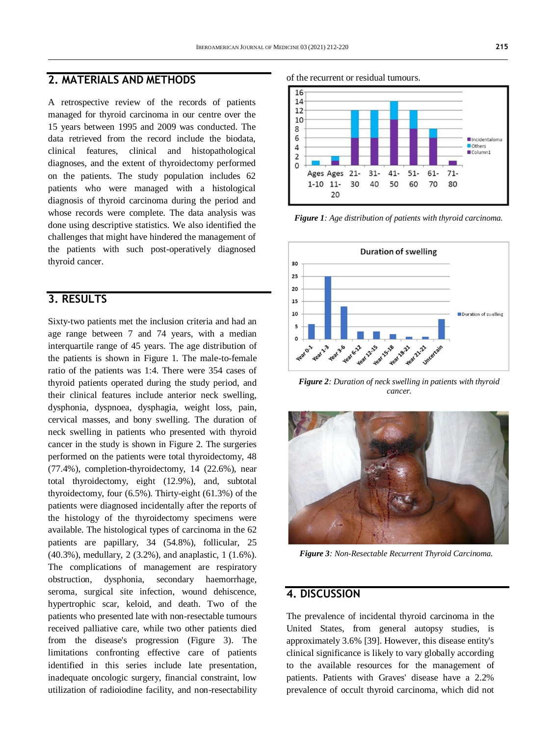## 2. MATERIALS AND METHODS

A retrospective review of the records of patients managed for thyroid carcinoma in our centre over the 15 years between 1995 and 2009 was conducted. The data retrieved from the record include the biodata, clinical features, clinical and histopathological diagnoses, and the extent of thyroidectomy performed on the patients. The study population includes 62 patients who were managed with a histological diagnosis of thyroid carcinoma during the period and whose records were complete. The data analysis was done using descriptive statistics. We also identified the challenges that might have hindered the management of the patients with such post-operatively diagnosed thyroid cancer.

## 3. RESULTS

Sixty-two patients met the inclusion criteria and had an age range between 7 and 74 years, with a median interquartile range of 45 years. The age distribution of the patients is shown in Figure 1. The male-to-female ratio of the patients was 1:4. There were 354 cases of thyroid patients operated during the study period, and their clinical features include anterior neck swelling, dysphonia, dyspnoea, dysphagia, weight loss, pain, cervical masses, and bony swelling. The duration of neck swelling in patients who presented with thyroid cancer in the study is shown in Figure 2. The surgeries performed on the patients were total thyroidectomy, 48 (77.4%), completion-thyroidectomy, 14 (22.6%), near total thyroidectomy, eight (12.9%), and, subtotal thyroidectomy, four (6.5%). Thirty-eight (61.3%) of the patients were diagnosed incidentally after the reports of the histology of the thyroidectomy specimens were available. The histological types of carcinoma in the 62 patients are papillary, 34 (54.8%), follicular, 25 (40.3%), medullary, 2 (3.2%), and anaplastic, 1 (1.6%). The complications of management are respiratory obstruction, dysphonia, secondary haemorrhage, seroma, surgical site infection, wound dehiscence, hypertrophic scar, keloid, and death. Two of the patients who presented late with non-resectable tumours received palliative care, while two other patients died from the disease's progression (Figure 3). The limitations confronting effective care of patients identified in this series include late presentation, inadequate oncologic surgery, financial constraint, low utilization of radioiodine facility, and non-resectability of the recurrent or residual tumours.

*Figure 1: Age distribution of patients with thyroid carcinoma.*

*Figure 2: Duration of neck swelling in patients with thyroid cancer.*

*Figure 3: Non-Resectable Recurrent Thyroid Carcinoma.*

## 4. DISCUSSION

The prevalence of incidental thyroid carcinoma in the United States, from general autopsy studies, is approximately 3.6% [39]. However, this disease entity's clinical significance is likely to vary globally according to the available resources for the management of patients. Patients with Graves' disease have a 2.2% prevalence of occult thyroid carcinoma, which did not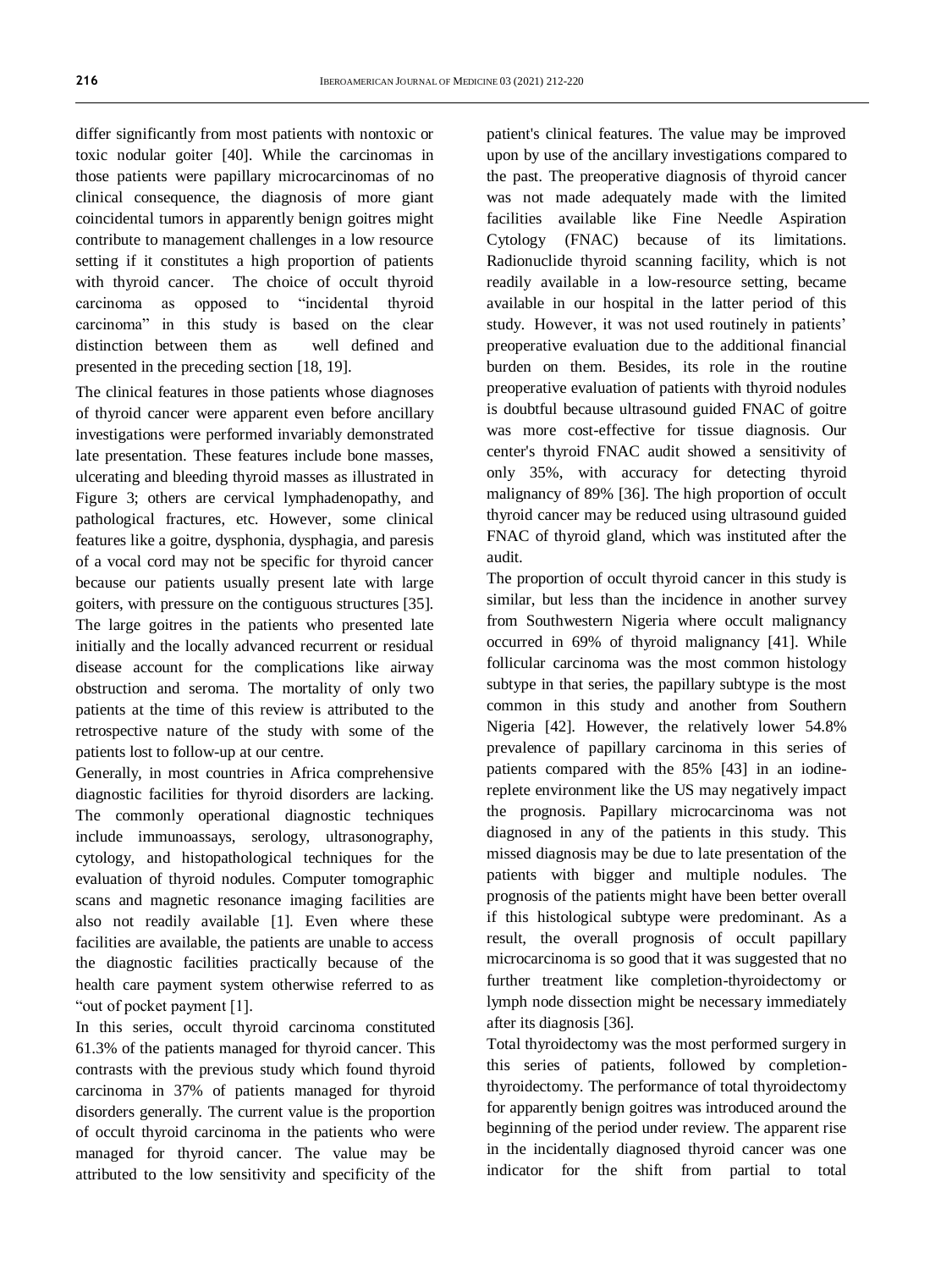differ significantly from most patients with nontoxic or toxic nodular goiter [40]. While the carcinomas in those patients were papillary microcarcinomas of no clinical consequence, the diagnosis of more giant coincidental tumors in apparently benign goitres might contribute to management challenges in a low resource setting if it constitutes a high proportion of patients with thyroid cancer. The choice of occult thyroid carcinoma as opposed to "incidental thyroid carcinoma" in this study is based on the clear distinction between them as well defined and presented in the preceding section [18, 19].

The clinical features in those patients whose diagnoses of thyroid cancer were apparent even before ancillary investigations were performed invariably demonstrated late presentation. These features include bone masses, ulcerating and bleeding thyroid masses as illustrated in Figure 3; others are cervical lymphadenopathy, and pathological fractures, etc. However, some clinical features like a goitre, dysphonia, dysphagia, and paresis of a vocal cord may not be specific for thyroid cancer because our patients usually present late with large goiters, with pressure on the contiguous structures [35]. The large goitres in the patients who presented late initially and the locally advanced recurrent or residual disease account for the complications like airway obstruction and seroma. The mortality of only two patients at the time of this review is attributed to the retrospective nature of the study with some of the patients lost to follow-up at our centre.

Generally, in most countries in Africa comprehensive diagnostic facilities for thyroid disorders are lacking. The commonly operational diagnostic techniques include immunoassays, serology, ultrasonography, cytology, and histopathological techniques for the evaluation of thyroid nodules. Computer tomographic scans and magnetic resonance imaging facilities are also not readily available [1]. Even where these facilities are available, the patients are unable to access the diagnostic facilities practically because of the health care payment system otherwise referred to as "out of pocket payment [1].

In this series, occult thyroid carcinoma constituted 61.3% of the patients managed for thyroid cancer. This contrasts with the previous study which found thyroid carcinoma in 37% of patients managed for thyroid disorders generally. The current value is the proportion of occult thyroid carcinoma in the patients who were managed for thyroid cancer. The value may be attributed to the low sensitivity and specificity of the patient's clinical features. The value may be improved upon by use of the ancillary investigations compared to the past. The preoperative diagnosis of thyroid cancer was not made adequately made with the limited facilities available like Fine Needle Aspiration Cytology (FNAC) because of its limitations. Radionuclide thyroid scanning facility, which is not readily available in a low-resource setting, became available in our hospital in the latter period of this study. However, it was not used routinely in patients' preoperative evaluation due to the additional financial burden on them. Besides, its role in the routine preoperative evaluation of patients with thyroid nodules is doubtful because ultrasound guided FNAC of goitre was more cost-effective for tissue diagnosis. Our center's thyroid FNAC audit showed a sensitivity of only 35%, with accuracy for detecting thyroid malignancy of 89% [36]. The high proportion of occult thyroid cancer may be reduced using ultrasound guided FNAC of thyroid gland, which was instituted after the audit.

The proportion of occult thyroid cancer in this study is similar, but less than the incidence in another survey from Southwestern Nigeria where occult malignancy occurred in 69% of thyroid malignancy [41]. While follicular carcinoma was the most common histology subtype in that series, the papillary subtype is the most common in this study and another from Southern Nigeria [42]. However, the relatively lower 54.8% prevalence of papillary carcinoma in this series of patients compared with the 85% [43] in an iodine-replete environment like the US may negatively impact the prognosis. Papillary microcarcinoma was not diagnosed in any of the patients in this study. This missed diagnosis may be due to late presentation of the patients with bigger and multiple nodules. The prognosis of the patients might have been better overall if this histological subtype were predominant. As a result, the overall prognosis of occult papillary microcarcinoma is so good that it was suggested that no further treatment like completion-thyroidectomy or lymph node dissection might be necessary immediately after its diagnosis [36].

Total thyroidectomy was the most performed surgery in this series of patients, followed by completion-thyroidectomy. The performance of total thyroidectomy for apparently benign goitres was introduced around the beginning of the period under review. The apparent rise in the incidentally diagnosed thyroid cancer was one indicator for the shift from partial to total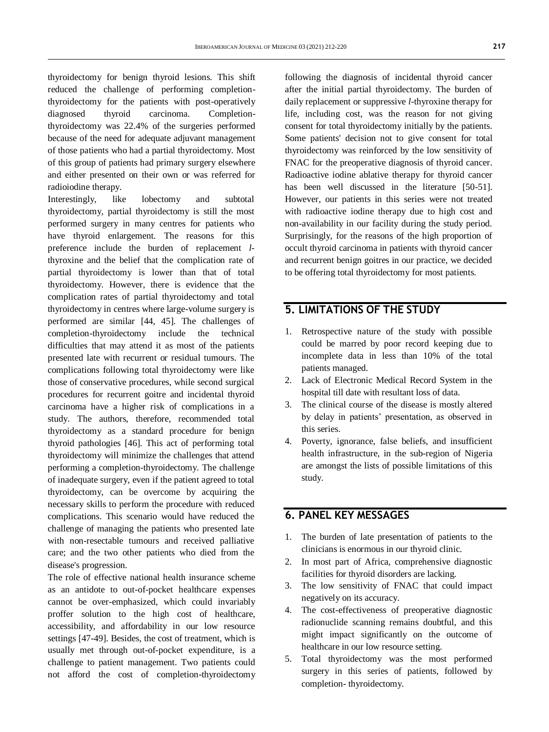thyroidectomy for benign thyroid lesions. This shift reduced the challenge of performing completion-thyroidectomy for the patients with post-operatively diagnosed thyroid carcinoma. Completion-thyroidectomy was 22.4% of the surgeries performed because of the need for adequate adjuvant management of those patients who had a partial thyroidectomy. Most of this group of patients had primary surgery elsewhere and either presented on their own or was referred for radioiodine therapy.

Interestingly, like lobectomy and subtotal thyroidectomy, partial thyroidectomy is still the most performed surgery in many centres for patients who have thyroid enlargement. The reasons for this preference include the burden of replacement *l*-thyroxine and the belief that the complication rate of partial thyroidectomy is lower than that of total thyroidectomy. However, there is evidence that the complication rates of partial thyroidectomy and total thyroidectomy in centres where large-volume surgery is performed are similar [44, 45]. The challenges of completion-thyroidectomy include the technical difficulties that may attend it as most of the patients presented late with recurrent or residual tumours. The complications following total thyroidectomy were like those of conservative procedures, while second surgical procedures for recurrent goitre and incidental thyroid carcinoma have a higher risk of complications in a study. The authors, therefore, recommended total thyroidectomy as a standard procedure for benign thyroid pathologies [46]. This act of performing total thyroidectomy will minimize the challenges that attend performing a completion-thyroidectomy. The challenge of inadequate surgery, even if the patient agreed to total thyroidectomy, can be overcome by acquiring the necessary skills to perform the procedure with reduced complications. This scenario would have reduced the challenge of managing the patients who presented late with non-resectable tumours and received palliative care; and the two other patients who died from the disease's progression.

The role of effective national health insurance scheme as an antidote to out-of-pocket healthcare expenses cannot be over-emphasized, which could invariably proffer solution to the high cost of healthcare, accessibility, and affordability in our low resource settings [47-49]. Besides, the cost of treatment, which is usually met through out-of-pocket expenditure, is a challenge to patient management. Two patients could not afford the cost of completion-thyroidectomy following the diagnosis of incidental thyroid cancer after the initial partial thyroidectomy. The burden of daily replacement or suppressive *l*-thyroxine therapy for life, including cost, was the reason for not giving consent for total thyroidectomy initially by the patients. Some patients' decision not to give consent for total thyroidectomy was reinforced by the low sensitivity of FNAC for the preoperative diagnosis of thyroid cancer. Radioactive iodine ablative therapy for thyroid cancer has been well discussed in the literature [50-51]. However, our patients in this series were not treated with radioactive iodine therapy due to high cost and non-availability in our facility during the study period. Surprisingly, for the reasons of the high proportion of occult thyroid carcinoma in patients with thyroid cancer and recurrent benign goitres in our practice, we decided to be offering total thyroidectomy for most patients.

## 5. LIMITATIONS OF THE STUDY

1. Retrospective nature of the study with possible could be marred by poor record keeping due to incomplete data in less than 10% of the total patients managed.
2. Lack of Electronic Medical Record System in the hospital till date with resultant loss of data.
3. The clinical course of the disease is mostly altered by delay in patients' presentation, as observed in this series.
4. Poverty, ignorance, false beliefs, and insufficient health infrastructure, in the sub-region of Nigeria are amongst the lists of possible limitations of this study.

## 6. PANEL KEY MESSAGES

1. The burden of late presentation of patients to the clinicians is enormous in our thyroid clinic.
2. In most part of Africa, comprehensive diagnostic facilities for thyroid disorders are lacking.
3. The low sensitivity of FNAC that could impact negatively on its accuracy.
4. The cost-effectiveness of preoperative diagnostic radionuclide scanning remains doubtful, and this might impact significantly on the outcome of healthcare in our low resource setting.
5. Total thyroidectomy was the most performed surgery in this series of patients, followed by completion- thyroidectomy.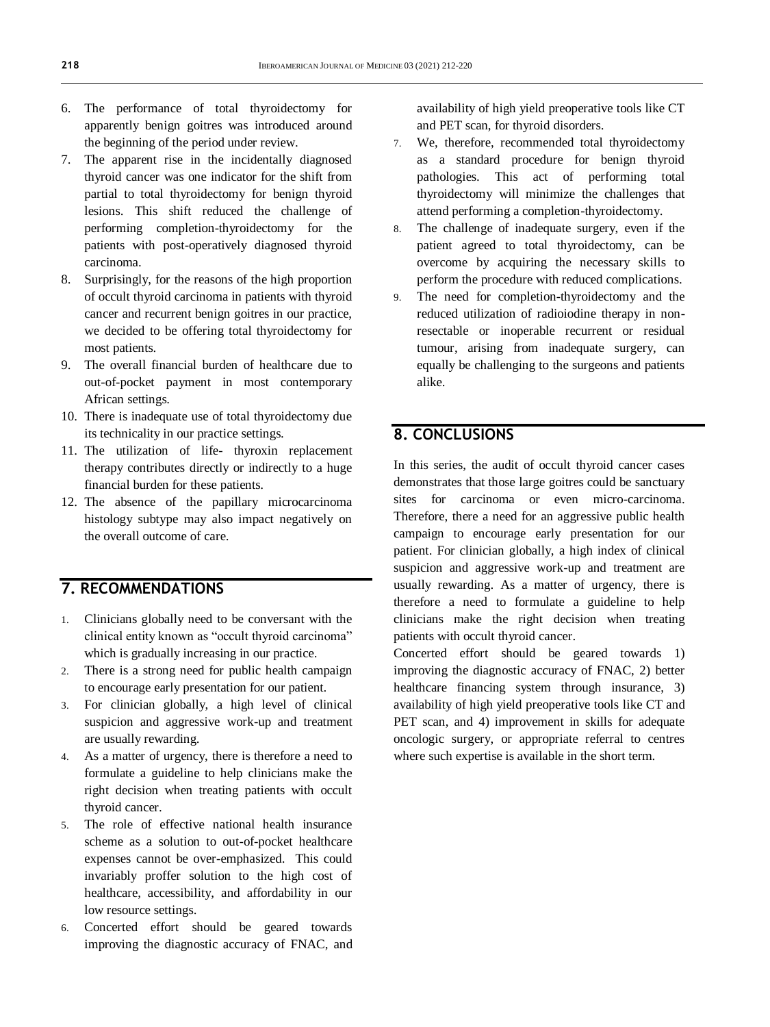6. The performance of total thyroidectomy for apparently benign goitres was introduced around the beginning of the period under review.
7. The apparent rise in the incidentally diagnosed thyroid cancer was one indicator for the shift from partial to total thyroidectomy for benign thyroid lesions. This shift reduced the challenge of performing completion-thyroidectomy for the patients with post-operatively diagnosed thyroid carcinoma.
8. Surprisingly, for the reasons of the high proportion of occult thyroid carcinoma in patients with thyroid cancer and recurrent benign goitres in our practice, we decided to be offering total thyroidectomy for most patients.
9. The overall financial burden of healthcare due to out-of-pocket payment in most contemporary African settings.
10. There is inadequate use of total thyroidectomy due its technicality in our practice settings.
11. The utilization of life- thyroxin replacement therapy contributes directly or indirectly to a huge financial burden for these patients.
12. The absence of the papillary microcarcinoma histology subtype may also impact negatively on the overall outcome of care.

## 7. RECOMMENDATIONS

1. Clinicians globally need to be conversant with the clinical entity known as "occult thyroid carcinoma" which is gradually increasing in our practice.
2. There is a strong need for public health campaign to encourage early presentation for our patient.
3. For clinician globally, a high level of clinical suspicion and aggressive work-up and treatment are usually rewarding.
4. As a matter of urgency, there is therefore a need to formulate a guideline to help clinicians make the right decision when treating patients with occult thyroid cancer.
5. The role of effective national health insurance scheme as a solution to out-of-pocket healthcare expenses cannot be over-emphasized. This could invariably proffer solution to the high cost of healthcare, accessibility, and affordability in our low resource settings.
6. Concerted effort should be geared towards improving the diagnostic accuracy of FNAC, and availability of high yield preoperative tools like CT and PET scan, for thyroid disorders.
7. We, therefore, recommended total thyroidectomy as a standard procedure for benign thyroid pathologies. This act of performing total thyroidectomy will minimize the challenges that attend performing a completion-thyroidectomy.
8. The challenge of inadequate surgery, even if the patient agreed to total thyroidectomy, can be overcome by acquiring the necessary skills to perform the procedure with reduced complications.
9. The need for completion-thyroidectomy and the reduced utilization of radioiodine therapy in non-resectable or inoperable recurrent or residual tumour, arising from inadequate surgery, can equally be challenging to the surgeons and patients alike.

## 8. CONCLUSIONS

In this series, the audit of occult thyroid cancer cases demonstrates that those large goitres could be sanctuary sites for carcinoma or even micro-carcinoma. Therefore, there a need for an aggressive public health campaign to encourage early presentation for our patient. For clinician globally, a high index of clinical suspicion and aggressive work-up and treatment are usually rewarding. As a matter of urgency, there is therefore a need to formulate a guideline to help clinicians make the right decision when treating patients with occult thyroid cancer.

Concerted effort should be geared towards 1) improving the diagnostic accuracy of FNAC, 2) better healthcare financing system through insurance, 3) availability of high yield preoperative tools like CT and PET scan, and 4) improvement in skills for adequate oncologic surgery, or appropriate referral to centres where such expertise is available in the short term.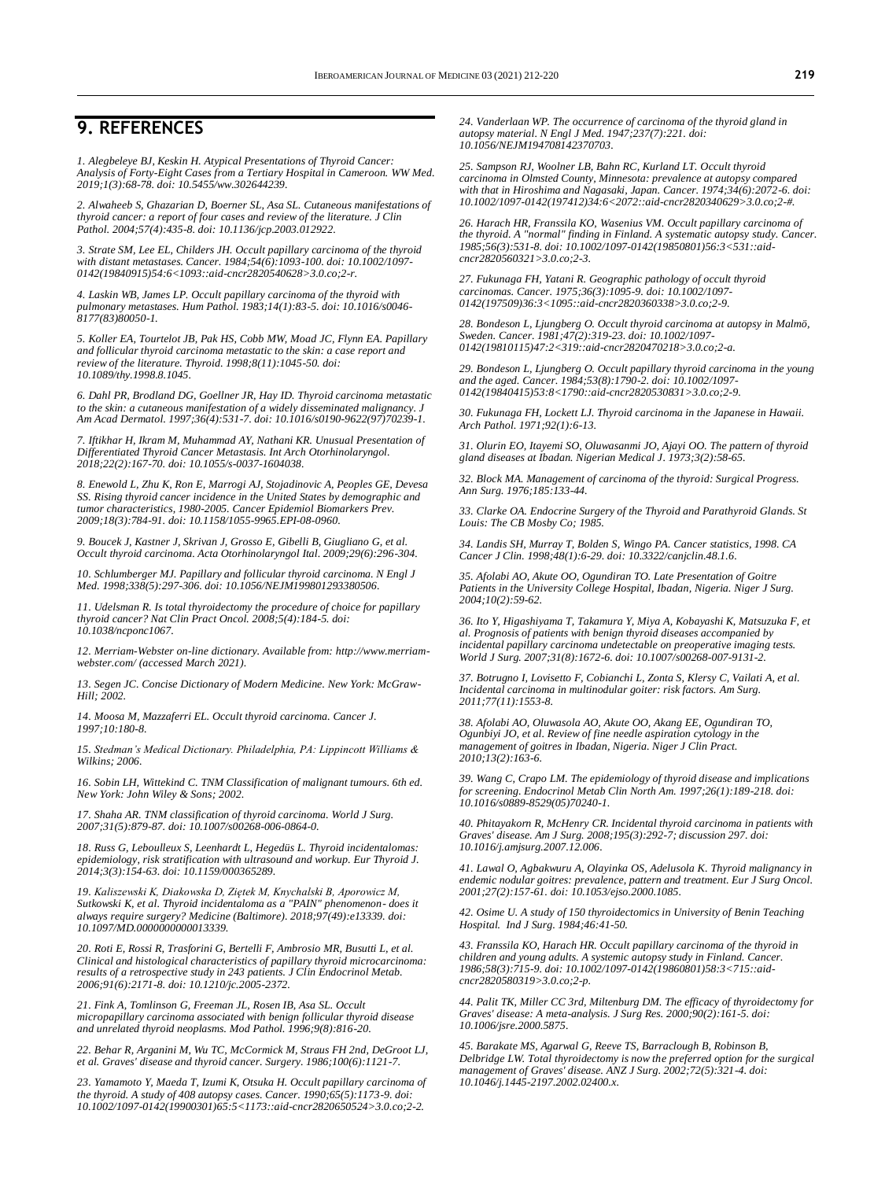## 9. REFERENCES

*1. Alegbeleye BJ, Keskin H. Atypical Presentations of Thyroid Cancer: Analysis of Forty-Eight Cases from a Tertiary Hospital in Cameroon. WW Med. 2019;1(3):68-78. doi: 10.5455/ww.302644239.*

*2. Alwaheeb S, Ghazarian D, Boerner SL, Asa SL. Cutaneous manifestations of thyroid cancer: a report of four cases and review of the literature. J Clin Pathol. 2004;57(4):435-8. doi: 10.1136/jcp.2003.012922.*

*3. Strate SM, Lee EL, Childers JH. Occult papillary carcinoma of the thyroid with distant metastases. Cancer. 1984;54(6):1093-100. doi: 10.1002/1097-0142(19840915)54:6<1093::aid-cncr2820540628>3.0.co;2-r.*

*4. Laskin WB, James LP. Occult papillary carcinoma of the thyroid with pulmonary metastases. Hum Pathol. 1983;14(1):83-5. doi: 10.1016/s0046-8177(83)80050-1.*

*5. Koller EA, Tourtelot JB, Pak HS, Cobb MW, Moad JC, Flynn EA. Papillary and follicular thyroid carcinoma metastatic to the skin: a case report and review of the literature. Thyroid. 1998;8(11):1045-50. doi: 10.1089/thy.1998.8.1045.*

*6. Dahl PR, Brodland DG, Goellner JR, Hay ID. Thyroid carcinoma metastatic to the skin: a cutaneous manifestation of a widely disseminated malignancy. J Am Acad Dermatol. 1997;36(4):531-7. doi: 10.1016/s0190-9622(97)70239-1.*

*7. Iftikhar H, Ikram M, Muhammad AY, Nathani KR. Unusual Presentation of Differentiated Thyroid Cancer Metastasis. Int Arch Otorhinolaryngol. 2018;22(2):167-70. doi: 10.1055/s-0037-1604038.*

*8. Enewold L, Zhu K, Ron E, Marrogi AJ, Stojadinovic A, Peoples GE, Devesa SS. Rising thyroid cancer incidence in the United States by demographic and tumor characteristics, 1980-2005. Cancer Epidemiol Biomarkers Prev. 2009;18(3):784-91. doi: 10.1158/1055-9965.EPI-08-0960.*

*9. Boucek J, Kastner J, Skrivan J, Grosso E, Gibelli B, Giugliano G, et al. Occult thyroid carcinoma. Acta Otorhinolaryngol Ital. 2009;29(6):296-304.*

*10. Schlumberger MJ. Papillary and follicular thyroid carcinoma. N Engl J Med. 1998;338(5):297-306. doi: 10.1056/NEJM199801293380506.*

*11. Udelsman R. Is total thyroidectomy the procedure of choice for papillary thyroid cancer? Nat Clin Pract Oncol. 2008;5(4):184-5. doi: 10.1038/ncponc1067.*

*12. Merriam-Webster on-line dictionary. Available from: http://www.merriam-webster.com/ (accessed March 2021).*

*13. Segen JC. Concise Dictionary of Modern Medicine. New York: McGraw-Hill; 2002.*

*14. Moosa M, Mazzaferri EL. Occult thyroid carcinoma. Cancer J. 1997;10:180-8.*

*15. Stedman's Medical Dictionary. Philadelphia, PA: Lippincott Williams & Wilkins; 2006.*

*16. Sobin LH, Wittekind C. TNM Classification of malignant tumours. 6th ed. New York: John Wiley & Sons; 2002.*

*17. Shaha AR. TNM classification of thyroid carcinoma. World J Surg. 2007;31(5):879-87. doi: 10.1007/s00268-006-0864-0.*

*18. Russ G, Leboulleux S, Leenhardt L, Hegedüs L. Thyroid incidentalomas: epidemiology, risk stratification with ultrasound and workup. Eur Thyroid J. 2014;3(3):154-63. doi: 10.1159/000365289.*

*19. Kaliszewski K, Diakowska D, Ziętek M, Knychalski B, Aporowicz M, Sutkowski K, et al. Thyroid incidentaloma as a "PAIN" phenomenon- does it always require surgery? Medicine (Baltimore). 2018;97(49):e13339. doi: 10.1097/MD.0000000000013339.*

*20. Roti E, Rossi R, Trasforini G, Bertelli F, Ambrosio MR, Busutti L, et al. Clinical and histological characteristics of papillary thyroid microcarcinoma: results of a retrospective study in 243 patients. J Clin Endocrinol Metab. 2006;91(6):2171-8. doi: 10.1210/jc.2005-2372.*

*21. Fink A, Tomlinson G, Freeman JL, Rosen IB, Asa SL. Occult micropapillary carcinoma associated with benign follicular thyroid disease and unrelated thyroid neoplasms. Mod Pathol. 1996;9(8):816-20.*

*22. Behar R, Arganini M, Wu TC, McCormick M, Straus FH 2nd, DeGroot LJ, et al. Graves' disease and thyroid cancer. Surgery. 1986;100(6):1121-7.*

*23. Yamamoto Y, Maeda T, Izumi K, Otsuka H. Occult papillary carcinoma of the thyroid. A study of 408 autopsy cases. Cancer. 1990;65(5):1173-9. doi: 10.1002/1097-0142(19900301)65:5<1173::aid-cncr2820650524>3.0.co;2-2.*

*24. Vanderlaan WP. The occurrence of carcinoma of the thyroid gland in autopsy material. N Engl J Med. 1947;237(7):221. doi: 10.1056/NEJM194708142370703.*

*25. Sampson RJ, Woolner LB, Bahn RC, Kurland LT. Occult thyroid carcinoma in Olmsted County, Minnesota: prevalence at autopsy compared with that in Hiroshima and Nagasaki, Japan. Cancer. 1974;34(6):2072-6. doi: 10.1002/1097-0142(197412)34:6<2072::aid-cncr2820340629>3.0.co;2-#.*

*26. Harach HR, Franssila KO, Wasenius VM. Occult papillary carcinoma of the thyroid. A "normal" finding in Finland. A systematic autopsy study. Cancer. 1985;56(3):531-8. doi: 10.1002/1097-0142(19850801)56:3<531::aid-cncr2820560321>3.0.co;2-3.*

*27. Fukunaga FH, Yatani R. Geographic pathology of occult thyroid carcinomas. Cancer. 1975;36(3):1095-9. doi: 10.1002/1097-0142(197509)36:3<1095::aid-cncr2820360338>3.0.co;2-9.*

*28. Bondeson L, Ljungberg O. Occult thyroid carcinoma at autopsy in Malmö, Sweden. Cancer. 1981;47(2):319-23. doi: 10.1002/1097-0142(19810115)47:2<319::aid-cncr2820470218>3.0.co;2-a.*

*29. Bondeson L, Ljungberg O. Occult papillary thyroid carcinoma in the young and the aged. Cancer. 1984;53(8):1790-2. doi: 10.1002/1097-0142(19840415)53:8<1790::aid-cncr2820530831>3.0.co;2-9.*

*30. Fukunaga FH, Lockett LJ. Thyroid carcinoma in the Japanese in Hawaii. Arch Pathol. 1971;92(1):6-13.*

*31. Olurin EO, Itayemi SO, Oluwasanmi JO, Ajayi OO. The pattern of thyroid gland diseases at Ibadan. Nigerian Medical J. 1973;3(2):58-65.*

*32. Block MA. Management of carcinoma of the thyroid: Surgical Progress. Ann Surg. 1976;185:133-44.*

*33. Clarke OA. Endocrine Surgery of the Thyroid and Parathyroid Glands. St Louis: The CB Mosby Co; 1985.*

*34. Landis SH, Murray T, Bolden S, Wingo PA. Cancer statistics, 1998. CA Cancer J Clin. 1998;48(1):6-29. doi: 10.3322/canjclin.48.1.6.*

*35. Afolabi AO, Akute OO, Ogundiran TO. Late Presentation of Goitre Patients in the University College Hospital, Ibadan, Nigeria. Niger J Surg. 2004;10(2):59-62.*

*36. Ito Y, Higashiyama T, Takamura Y, Miya A, Kobayashi K, Matsuzuka F, et al. Prognosis of patients with benign thyroid diseases accompanied by incidental papillary carcinoma undetectable on preoperative imaging tests. World J Surg. 2007;31(8):1672-6. doi: 10.1007/s00268-007-9131-2.*

*37. Botrugno I, Lovisetto F, Cobianchi L, Zonta S, Klersy C, Vailati A, et al. Incidental carcinoma in multinodular goiter: risk factors. Am Surg. 2011;77(11):1553-8.*

*38. Afolabi AO, Oluwasola AO, Akute OO, Akang EE, Ogundiran TO, Ogunbiyi JO, et al. Review of fine needle aspiration cytology in the management of goitres in Ibadan, Nigeria. Niger J Clin Pract. 2010;13(2):163-6.*

*39. Wang C, Crapo LM. The epidemiology of thyroid disease and implications for screening. Endocrinol Metab Clin North Am. 1997;26(1):189-218. doi: 10.1016/s0889-8529(05)70240-1.*

*40. Phitayakorn R, McHenry CR. Incidental thyroid carcinoma in patients with Graves' disease. Am J Surg. 2008;195(3):292-7; discussion 297. doi: 10.1016/j.amjsurg.2007.12.006.*

*41. Lawal O, Agbakwuru A, Olayinka OS, Adelusola K. Thyroid malignancy in endemic nodular goitres: prevalence, pattern and treatment. Eur J Surg Oncol. 2001;27(2):157-61. doi: 10.1053/ejso.2000.1085.*

*42. Osime U. A study of 150 thyroidectomics in University of Benin Teaching Hospital. Ind J Surg. 1984;46:41-50.*

*43. Franssila KO, Harach HR. Occult papillary carcinoma of the thyroid in children and young adults. A systemic autopsy study in Finland. Cancer. 1986;58(3):715-9. doi: 10.1002/1097-0142(19860801)58:3<715::aid-cncr2820580319>3.0.co;2-p.*

*44. Palit TK, Miller CC 3rd, Miltenburg DM. The efficacy of thyroidectomy for Graves' disease: A meta-analysis. J Surg Res. 2000;90(2):161-5. doi: 10.1006/jsre.2000.5875.*

*45. Barakate MS, Agarwal G, Reeve TS, Barraclough B, Robinson B, Delbridge LW. Total thyroidectomy is now the preferred option for the surgical management of Graves' disease. ANZ J Surg. 2002;72(5):321-4. doi: 10.1046/j.1445-2197.2002.02400.x.*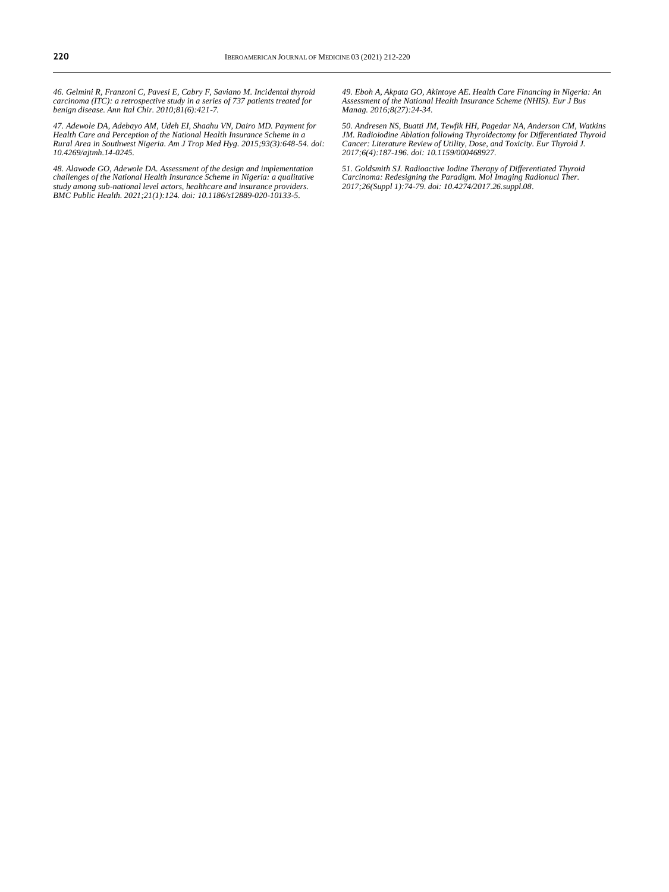*46. Gelmini R, Franzoni C, Pavesi E, Cabry F, Saviano M. Incidental thyroid carcinoma (ITC): a retrospective study in a series of 737 patients treated for benign disease. Ann Ital Chir. 2010;81(6):421-7.*

*47. Adewole DA, Adebayo AM, Udeh EI, Shaahu VN, Dairo MD. Payment for Health Care and Perception of the National Health Insurance Scheme in a Rural Area in Southwest Nigeria. Am J Trop Med Hyg. 2015;93(3):648-54. doi: 10.4269/ajtmh.14-0245.*

*48. Alawode GO, Adewole DA. Assessment of the design and implementation challenges of the National Health Insurance Scheme in Nigeria: a qualitative study among sub-national level actors, healthcare and insurance providers. BMC Public Health. 2021;21(1):124. doi: 10.1186/s12889-020-10133-5.*

*49. Eboh A, Akpata GO, Akintoye AE. Health Care Financing in Nigeria: An Assessment of the National Health Insurance Scheme (NHIS). Eur J Bus Manag. 2016;8(27):24-34.*

*50. Andresen NS, Buatti JM, Tewfik HH, Pagedar NA, Anderson CM, Watkins JM. Radioiodine Ablation following Thyroidectomy for Differentiated Thyroid Cancer: Literature Review of Utility, Dose, and Toxicity. Eur Thyroid J. 2017;6(4):187-196. doi: 10.1159/000468927.*

*51. Goldsmith SJ. Radioactive Iodine Therapy of Differentiated Thyroid Carcinoma: Redesigning the Paradigm. Mol Imaging Radionucl Ther. 2017;26(Suppl 1):74-79. doi: 10.4274/2017.26.suppl.08.*